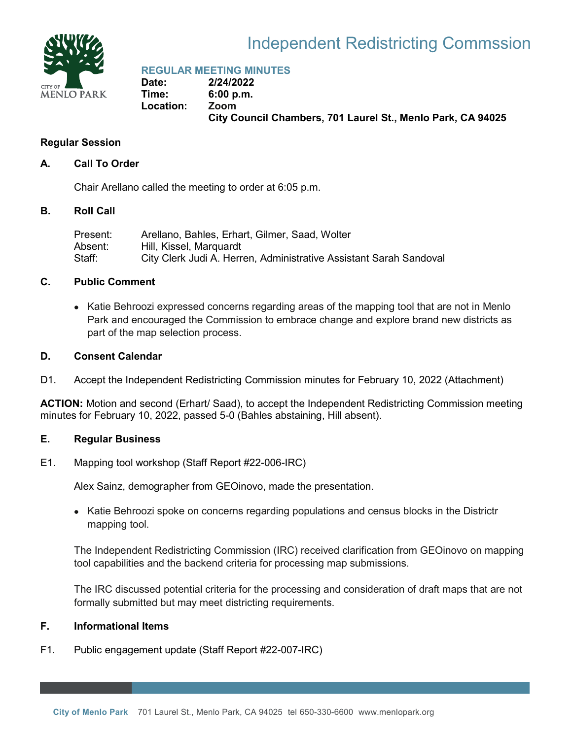# Independent Redistricting Commssion

## REGULAR MEETING MINUTES

**Date:** 2/24/2022
**Time:** 6:00 p.m.
**Location:** Zoom
City Council Chambers, 701 Laurel St., Menlo Park, CA 94025

### Regular Session

### A. Call To Order

Chair Arellano called the meeting to order at 6:05 p.m.

### B. Roll Call

Present: Arellano, Bahles, Erhart, Gilmer, Saad, Wolter
Absent: Hill, Kissel, Marquardt
Staff: City Clerk Judi A. Herren, Administrative Assistant Sarah Sandoval

### C. Public Comment

- Katie Behroozi expressed concerns regarding areas of the mapping tool that are not in Menlo Park and encouraged the Commission to embrace change and explore brand new districts as part of the map selection process.

### D. Consent Calendar

D1. Accept the Independent Redistricting Commission minutes for February 10, 2022 (Attachment)

**ACTION:** Motion and second (Erhart/ Saad), to accept the Independent Redistricting Commission meeting minutes for February 10, 2022, passed 5-0 (Bahles abstaining, Hill absent).

### E. Regular Business

E1. Mapping tool workshop (Staff Report #22-006-IRC)

Alex Sainz, demographer from GEOinovo, made the presentation.

- Katie Behroozi spoke on concerns regarding populations and census blocks in the Districtr mapping tool.

The Independent Redistricting Commission (IRC) received clarification from GEOinovo on mapping tool capabilities and the backend criteria for processing map submissions.

The IRC discussed potential criteria for the processing and consideration of draft maps that are not formally submitted but may meet districting requirements.

### F. Informational Items

F1. Public engagement update (Staff Report #22-007-IRC)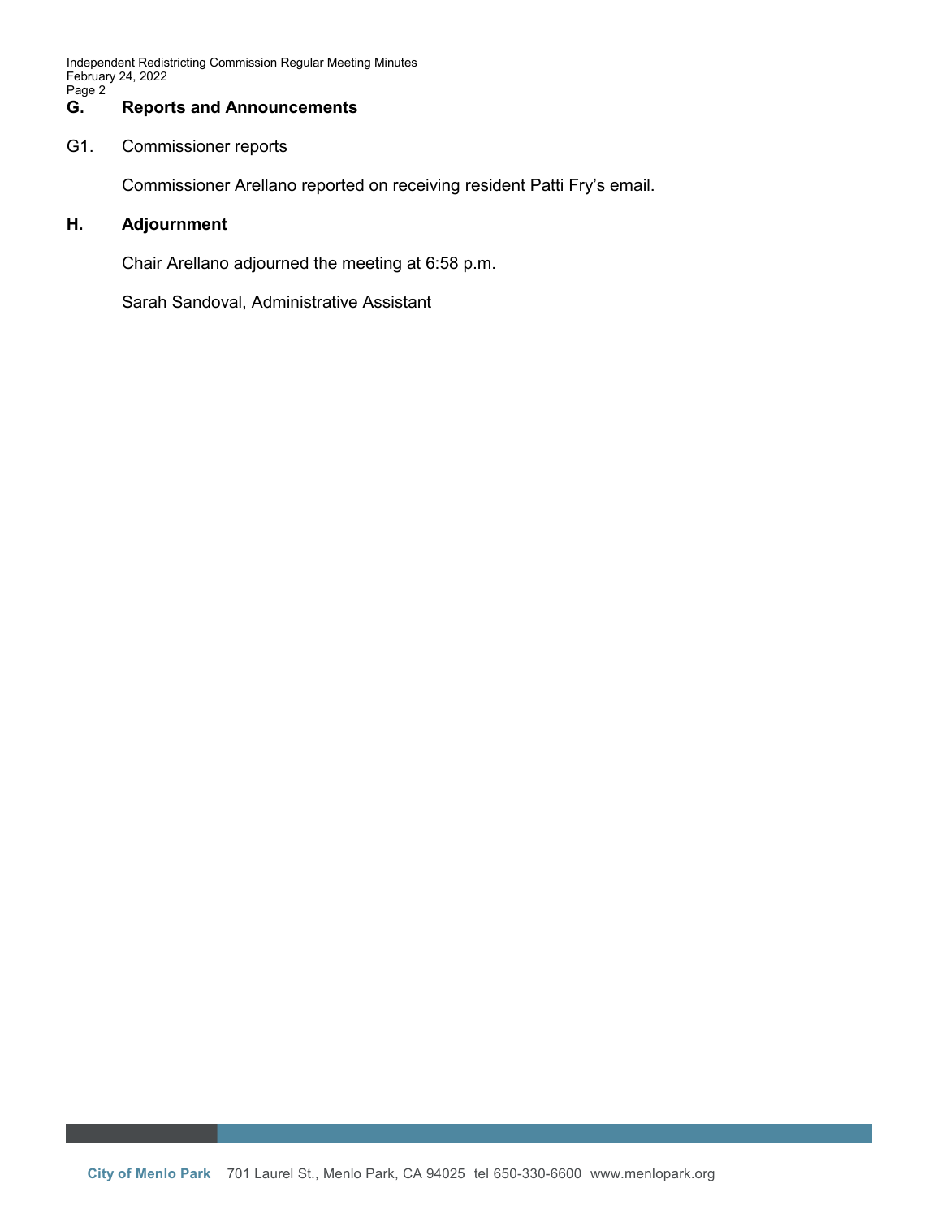## G. Reports and Announcements

G1. Commissioner reports

Commissioner Arellano reported on receiving resident Patti Fry's email.

## H. Adjournment

Chair Arellano adjourned the meeting at 6:58 p.m.

Sarah Sandoval, Administrative Assistant